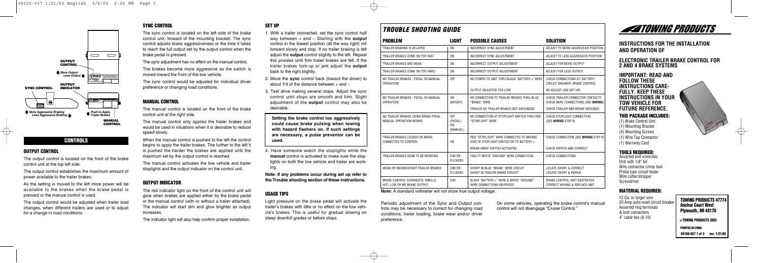OUTPUT CONTROL

More Output
Less Output

SYNC CONTROL

OUTPUT INDICATOR

More Aggressive Braking
Less Aggressive Braking

Push to Apply Trailer Brakes

MANUAL CONTROL

## CONTROLS

### OUTPUT CONTROL

The output control is located on the front of the brake control unit at the top left side.

The output control establishes the maximum amount of power available to the trailer brakes.

As the setting is moved to the left more power will be available to the brakes when the brake pedal is pressed or the manual control is used.

The output control would be adjusted when trailer load changes, when different trailers are used or to adjust for a change in road conditions.

### SYNC CONTROL

The sync control is located on the left side of the brake control unit, forward of the mounting bracket. The sync control adjusts brake aggressiveness or the time it takes to reach the full output set by the output control when the brake pedal is pressed.

The sync adjustment has no effect on the manual control.

The brakes become more aggressive as the switch is moved toward the front of the tow vehicle.

The sync control would be adjusted for individual driver preference or changing road conditions.

### MANUAL CONTROL

The manual control is located on the front of the brake control unit at the right side.

The manual control only applies the trailer brakes and would be used in situations when it is desirable to reduce speed slowly.

When the manual control is pushed to the left the control begins to apply the trailer brakes. The further to the left it is pushed the harder the brakes are applied until the maximum set by the output control is reached.

The manual control activates the tow vehicle and trailer stoplights and the output indicator on the control unit.

### OUTPUT INDICATOR

The red indicator light on the front of the control unit will glow when brakes are applied either by the brake pedal or the manual control (with or without a trailer attached). The indicator will start dim and glow brighter as output increases.

The indicator light will also help confirm proper installation.

### SET UP

1. With a trailer connected, set the sync control half way between + and -. Starting with the **output** control in the lowest position (all the way right) roll forward slowly and stop. If no trailer braking is felt adjust the **output** control slightly to the left. Repeat this process until firm trailer brakes are felt. If the trailer brakes lock-up or jerk adjust the **output** back to the right slightly.
2. Move the **sync** control back (toward the driver) to about 1/4 of the distance between + and -.
3. Test drive making several stops. Adjust the sync control until stops are smooth and firm. Slight adjustment of the **output** control may also be desirable.

**Setting the brake control too aggressively could cause brake pulsing when towing with hazard flashers on. If such settings are necessary, a pulse preventor can be used.**

4. Have someone watch the stoplights while the **manual** control is activated to make sure the stoplights on both the tow vehicle and trailer are working.

**Note: If any problems occur during set up refer to the Trouble shooting section of these instructions.**

### USAGE TIPS

Light pressure on the brake pedal will activate the trailer's brakes with little or no effect on the tow vehicle's brakes. This is useful for gradual slowing on steep downhill grades or before stops.

## TROUBLE SHOOTING GUIDE

| PROBLEM | LIGHT | POSSIBLE CAUSES | SOLUTION |
|---|---|---|---|
| TRAILER BRAKING IS DELAYED | ON | INCORRECT SYNC ADJUSTMENT | ADJUST TO MORE AGGRESSIVE POSITION |
| TRAILER BRAKES COME ON TOO FAST | ON | INCORRECT SYNC ADJUSTMENT | ADJUST TO LESS AGGRESSIVE POSITION |
| TRAILER BRAKES ARE WEAK | ON | INCORRECT OUTPUT ADJUSTMENT | ADJUST FOR MORE OUTPUT |
| TRAILER BRAKES COME ON TOO HARD | ON | INCORRECT OUTPUT ADJUSTMENT | ADJUST FOR LESS OUTPUT |
| NO TRAILER BRAKES - PEDAL OR MANUAL OPERATION | OFF | NO POWER TO UNIT THRU BLACK "BATTERY +" WIRE<br>OUTPUT ADJUSTED TOO LOW | CHECK CONNECTIONS AT: BATTERY, CIRCUIT BREAKER, BRAKE CONTROL<br>RE-ADJUST (SEE SET UP) |
| NO TRAILER BRAKES - PEDAL OR MANUAL OPERATION | ON (BRIGHT) | NO CONNECTION TO TRAILER BRAKES THRU BLUE "BRAKE" WIRE<br>TRAILER OR TRAILER BRAKES NOT GROUNDED | CHECK TRAILER CONNECTOR CONTACTS CHECK WIRE CONNECTIONS (SEE **WIRING**)<br>CHECK TRAILER AND BRAKE GROUNDS |
| NO TRAILER BRAKES USING BRAKE PEDAL MANUAL OPERATION WORKS | OFF (PEDAL) ON (MANUAL) | NO CONNECTION AT STOPLIGHT SWITCH THRU RED "STOPLIGHT" WIRE | CHECK STOPLIGHT CONNECTION (SEE **WIRING** STEP 8) |
| TRAILER BRAKES LOCKED ON WHEN CONNECTED TO CONTROL | ON | RED "STOPLIGHT" WIRE CONNECTED TO WRONG SIDE OF STOPLIGHT SWITCH OR TO BATTERY +<br>BREAK-AWAY SWITCH ACTIVATED | CHECK CONNECTION (SEE **WIRING** STEP 8)<br>CHECK SWITCH AND CORRECT |
| TRAILER BRAKES SEEM TO BE WORKING | DIM OR FLICKERS | FAULTY WHITE "GROUND" WIRE CONNECTION | CHECK CONNECTIONS |
| WEAK OR INCONSISTANT TRAILER BRAKES | DIM OR FLICKERS | SHORT IN BLUE "BRAKE" WIRE CIRCUIT<br>SHORT IN TRAILER BRAKE CIRCUIT | LOCATE SHORT & CORRECT<br>LOCATE SHORT & REPAIR |
| BRAKE CONTROL OVERHEATS, SMELLS HOT, LOW OR NO BRAKE OUTPUT | DIM | BLACK "BATTERY +" WIRE & WHITE "GROUND" WIRE CONNECTIONS REVERSED | BRAKE CONTROL UNIT DESTROYED CORRECT WIRING & REPLACE UNIT |

**Note:** A standard voltmeter will not show true output voltage.

Periodic adjustment of the Sync and Output controls may be necessary to correct for changing road conditions, trailer loading, brake wear and/or driver preference.

On some vehicles, operating the brake control's manual control will not disengage "Cruise Control."

# TOWING PRODUCTS

## INSTRUCTIONS FOR THE INSTALLATION AND OPERATION OF

## ELECTRONIC TRAILER BRAKE CONTROL FOR 2 AND 4 BRAKE SYSTEMS

**IMPORTANT: READ AND FOLLOW THESE INSTRUCTIONS CAREFULLY. KEEP THESE INSTRUCTIONS IN YOUR TOW VEHICLE FOR FUTURE REFERENCE.**

### THIS PACKAGE INCLUDES:

(1) Brake Control Unit
(1) Mounting Bracket
(4) Mounting Screws
(1) Wire Tap Connector
(1) Warranty Card

### TOOLS REQUIRED:

Assorted end wrenches
Drill with 1/8" bit
Wire connector crimp tool
Probe type circuit tester
Wire cutter/stripper
Screwdriver

### MATERIAL REQUIRED:

12 Ga. or larger wire
20 Amp auto-reset circuit breaker
Assorted ring terminals
& butt connectors
4" cable ties (6-10)

**TOWING PRODUCTS 47774**
**Anchor Court West**
**Plymouth, MI 48170**

**© TOWING PRODUCTS 2003**

**PRINTED IN CHINA**
**05100-037 1 of 3 rev. 1/21/03**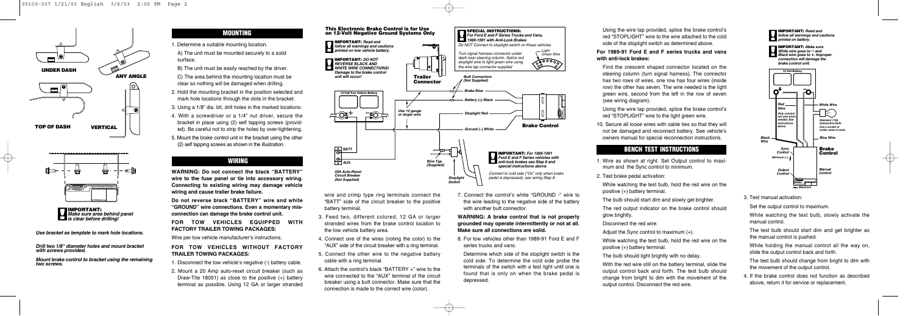**UNDER DASH**

**ANY ANGLE**

**TOP OF DASH**

**VERTICAL**

**IMPORTANT:** *Make sure area behind panel is clear before drilling!*

*Use bracket as template to mark hole locations.*

*Drill two 1/8" diameter holes and mount bracket with screws provided.*

*Mount brake control to bracket using the remaining two screws.*

## MOUNTING

1. Determine a suitable mounting location.

   A) The unit must be mounted securely to a solid surface.

   B) The unit must be easily reached by the driver.

   C) The area behind the mounting location must be clear so nothing will be damaged when drilling.

2. Hold the mounting bracket in the position selected and mark hole locations through the slots in the bracket.
3. Using a 1/8" dia. bit, drill holes in the marked locations.
4. With a screwdriver or a 1/4" nut driver, secure the bracket in place using (2) self tapping screws (provided). Be careful not to strip the holes by over-tightening.
5. Mount the brake control unit in the bracket using the other (2) self tapping screws as shown in the illustration.

## WIRING

**WARNING: Do not connect the black "BATTERY" wire to the fuse panel or tie into accessory wiring. Connecting to existing wiring may damage vehicle wiring and cause trailer brake failure.**

**Do not reverse black "BATTERY" wire and white "GROUND" wire connections. Even a momentary misconnection can damage the brake control unit.**

**FOR TOW VEHICLES EQUIPPED WITH FACTORY TRAILER TOWING PACKAGES:**

Wire per tow vehicle manufacturer's instructions.

**FOR TOW VEHICLES WITHOUT FACTORY TRAILER TOWING PACKAGES:**

1. Disconnect the tow vehicle's negative (-) battery cable.
2. Mount a 20 Amp auto-reset circuit breaker (such as Draw-Tite 18051) as close to the positive (+) battery terminal as possible. Using 12 GA or larger stranded wire and crimp type ring terminals connect the "BATT" side of the circuit breaker to the positive battery terminal.
3. Feed two, different colored, 12 GA or larger stranded wires from the brake control location to the tow vehicle battery area.
4. Connect one of the wires (noting the color) to the "AUX" side of the circuit breaker with a ring terminal.
5. Connect the other wire to the negative battery cable with a ring terminal.
6. Attach the control's black "BATTERY +" wire to the wire connected to the "AUX" terminal of the circuit breaker using a butt connector. Make sure that the connection is made to the correct wire (color).

**This Electronic Brake Control is for Use on 12-Volt Negative Ground Systems Only**

**IMPORTANT:** *Read and follow all warnings and cautions printed on tow vehicle battery.*

**IMPORTANT:** *DO NOT REVERSE BLACK AND WHITE WIRE CONNECTIONS! Damage to the brake control unit will occur!*

**SPECIAL INSTRUCTIONS:** *For Ford E and F Series Trucks and Vans, 1989-1991 with Anti-Lock Brakes*

*Do NOT Connect to stoplight switch on these vehicles*

*Turn signal harness connector under dash near steering column. Splice red stoplight wire to light green wire using the wire tap connector supplied*

*Light Green Wire*

**Trailer Connector** — *Butt Connectors (Not Supplied)* — Brake Blue — Battery (+) Black — Stoplight Red — Ground (–) White — **Brake Control**

12-Volt Tow Vehicle Battery — *Use 12 gauge or larger wire* — BATT — AUX — *20A Auto-Reset Circuit Breaker (Not Supplied)* — *Wire Tap (Supplied)* — *Stoplight Switch*

**IMPORTANT:** *For 1989-1991 Ford E and F Series Vehicles with anti-lock brakes see Step 8 and special instructions above.*

*Connect to cold side ("On" only when brake pedal is depressed), see wiring Step 8.*

7. Connect the control's white "GROUND -" wire to the wire leading to the negative side of the battery with another butt connector.

**WARNING: A brake control that is not properly grounded may operate intermittently or not at all. Make sure all connections are solid.**

8. For tow vehicles other than 1989-91 Ford E and F series trucks and vans:

   Determine which side of the stoplight switch is the cold side. To determine the cold side probe the terminals of the switch with a test light until one is found that is only on when the brake pedal is depressed.

   Using the wire tap provided, splice the brake control's red "STOPLIGHT" wire to the wire attached to the cold side of the stoplight switch as determined above.

**For 1989-91 Ford E and F series trucks and vans with anti-lock brakes:**

   Find the crescent shaped connector located on the steering column (turn signal harness). The connector has two rows of wires, one row has four wires (inside row) the other has seven. The wire needed is the light green wire, second from the left in the row of seven (see wiring diagram).

   Using the wire tap provided, splice the brake control's red "STOPLIGHT" wire to the light green wire.

10. Secure all loose wires with cable ties so that they will not be damaged and reconnect battery. See vehicle's owners manual for special reconnection instructions.

## BENCH TEST INSTRUCTIONS

1. Wire as shown at right. Set Output control to maximum and the Sync control to minimum.
2. Test brake pedal activation:

   While watching the test bulb, hold the red wire on the positive (+) battery terminal.

   The bulb should start dim and slowly get brighter.

   The red output indicator on the brake control should glow brightly.

   Disconnect the red wire.

   Adjust the Sync control to maximum (+).

   While watching the test bulb, hold the red wire on the positive (+) battery terminal.

   The bulb should light brightly with no delay.

   With the red wire still on the battery terminal, slide the output control back and forth. The test bulb should change from bright to dim with the movement of the output control. Disconnect the red wire.

**IMPORTANT:** *Read and follow all warnings and cautions printed on battery.*

**IMPORTANT:** *Make sure White wire goes to – and Black wire goes to +. Improper connection will damage the brake control unit.*

12 Volt Battery — *Red Wire* — *Only connect red wire when needed. See instructions below.* — *White Wire* — *Standard 1156 Automotive Bulb Use a socket or solder wires to bulb.* — *Blue Wire* — *Black Wire* — *Sync Control* — *Minimum (-)* — **Brake Control** — *Output Control* — *Manual Control* — *Maximum*

3. Test manual activation:

   Set the output control to maximum.

   While watching the test bulb, slowly activate the manual control.

   The test bulb should start dim and get brighter as the manual control is pushed.

   While holding the manual control all the way on, slide the output control back and forth.

   The test bulb should change from bright to dim with the movement of the output control.

4. If the brake control does not function as described above, return it for service or replacement.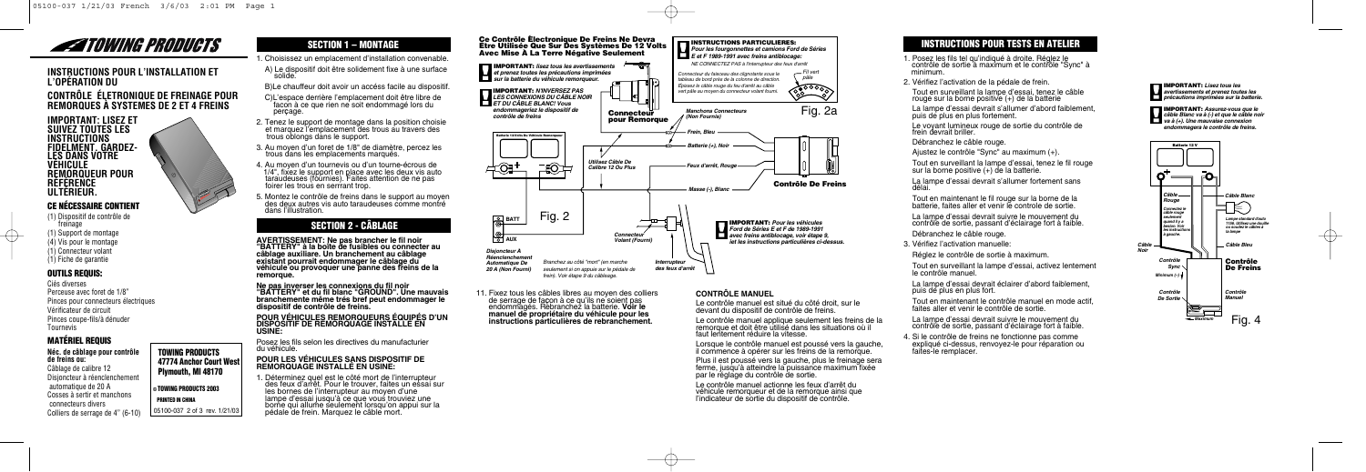# TOWING PRODUCTS

## INSTRUCTIONS POUR L'INSTALLATION ET L'OPÉRATION DU

## CONTRÔLE ÉLECTRONIQUE DE FREINAGE POUR REMORQUES À SYSTÈMES DE 2 ET 4 FREINS

**IMPORTANT: LISEZ ET SUIVEZ TOUTES LES INSTRUCTIONS FIDÈLEMENT. GARDEZ-LES DANS VOTRE VÉHICULE REMORQUEUR POUR RÉFÉRENCE ULTÉRIEUR.**

### CE NÉCESSAIRE CONTIENT

(1) Dispositif de contrôle de freinage
(1) Support de montage
(4) Vis pour le montage
(1) Connecteur volant
(1) Fiche de garantie

### OUTILS REQUIS:

Clés diverses
Perceuse avec foret de 1/8"
Pinces pour connecteurs électriques
Vérificateur de circuit
Pinces coupe-fils/à dénuder
Tournevis

### MATÉRIEL REQUIS

**Néc. de câblage pour contrôle de freins ou:**

Câblage de calibre 12
Disjoncteur à réenclenchement automatique de 20 A
Cosses à sertir et manchons connecteurs divers
Colliers de serrage de 4" (6-10)

**TOWING PRODUCTS**
**47774 Anchor Court West**
**Plymouth, MI 48170**

© TOWING PRODUCTS 2003

PRINTED IN CHINA

05100-037 2 of 3 rev. 1/21/03

## SECTION 1 – MONTAGE

1. Choisissez un emplacement d'installation convenable.
   A) Le dispositif doit être solidement fixé à une surface solide.
   B) Le chauffeur doit avoir un accès facile au dispositif.
   C) L'espace derrière l'emplacement doit être libre de façon à ce que rien ne soit endommagé lors du perçage.
2. Tenez le support de montage dans la position choisie et marquez l'emplacement des trous au travers des trous oblongs dans le support.
3. Au moyen d'un foret de 1/8" de diamètre, percez les trous dans les emplacements marqués.
4. Au moyen d'un tournevis ou d'un tourne-écrous de 1/4", fixez le support en place avec les deux vis auto taraudeuses (fournies). Faites attention de ne pas foirer les trous en serrant trop.
5. Montez le contrôle de freins dans le support au moyen des deux autres vis auto taraudeuses comme montré dans l'illustration.

## SECTION 2 - CÂBLAGE

**AVERTISSEMENT: Ne pas brancher le fil noir "BATTERY" à la boîte de fusibles ou connecter au câblage auxiliaire. Un branchement au câblage existant pourrait endommager le câblage du véhicule ou provoquer une panne des freins de la remorque.**

**Ne pas inverser les connexions du fil noir "BATTERY" et du fil blanc "GROUND". Une mauvais branchemente même très bref peut endommager le dispositif de contrôle de freins.**

**POUR VÉHICULES REMORQUEURS ÉQUIPÉS D'UN DISPOSITIF DE REMORQUAGE INSTALLÉ EN USINE:**

Posez les fils selon les directives du manufacturier du véhicule.

**POUR LES VÉHICULES SANS DISPOSITIF DE REMORQUAGE INSTALLÉ EN USINE:**

1. Déterminez quel est le côté mort de l'interrupteur des feux d'arrêt. Pour le trouver, faites un essai sur les bornes de l'interrupteur au moyen d'une lampe d'essai jusqu'à ce que vous trouviez une borne qui allume seulement lorsqu'on appui sur la pédale de frein. Marquez le câble mort.

**Ce Contrôle Électronique De Freins Ne Devra Être Utilisée Que Sur Des Systèmes De 12 Volts Avec Mise À La Terre Négative Seulement**

**IMPORTANT:** *lisez tous les avertissements et prenez toutes les précautions imprimées sur la batterie du véhicule remorqueur.*

**IMPORTANT:** *N'INVERSEZ PAS LES CONNEXIONS DU CÂBLE NOIR ET DU CÂBLE BLANC! Vous endommageriez le dispositif de contrôle de freins*

**INSTRUCTIONS PARTICULIERES:** *Pour les fourgonnettes et camions Ford de Séries E et F 1989-1991 avec freins antiblocage:*

*NE CONNECTEZ PAS à l'interrupteur des feux d'arrêt*

*Connecteur du faisceau des clignotants sous le tableau de bord près de la colonne de direction. Epissez le câble rouge du feu d'arrêt au câble vert pâle au moyen du connecteur volant fourni.*

Fil vert pâle

Connecteur pour Remorque

Manchons Connecteurs (Non Fournis)

Fig. 2a

Batterie 12-Volts Du Véhicule Remorqueur

Utilisez Câble De Calibre 12 Ou Plus

Frein, Bleu

Batterie (+), Noir

Feux d'arrêt, Rouge

Masse (-), Blanc

Contrôle De Freins

BATT

AUX

Fig. 2

Connecteur Volant (Fourni)

**IMPORTANT:** *Pour les véhicules Ford de Séries E et F de 1989-1991 avec freins antiblocage, voir étape 9, et les instructions particulières ci-dessus.*

Disjoncteur À Réenclenchement Automatique De 20 A (Non Fourni)

Branchez au côté "mort" (en marche seulement si on appuie sur la pédale de frein). Voir étape 9 du câblage.

Interrupteur des feux d'arrêt

11. Fixez tous les câbles libres au moyen des colliers de serrage de façon à ce qu'ils ne soient pas endommagés. Rebranchez la batterie. **Voir le manuel de propriétaire du véhicule pour les instructions particulières de rebranchement.**

### CONTRÔLE MANUEL

Le contrôle manuel est situé du côté droit, sur le devant du dispositif de contrôle de freins.

Le contrôle manuel applique seulement les freins de la remorque et doit être utilisé dans les situations où il faut lentement réduire la vitesse.

Lorsque le contrôle manuel est poussé vers la gauche, il commence à opérer sur les freins de la remorque.

Plus il est poussé vers la gauche, plus le freinage sera ferme, jusqu'à atteindre la puissance maximum fixée par le réglage du contrôle de sortie.

Le contrôle manuel actionne les feux d'arrêt du véhicule remorqueur et de la remorque ainsi que l'indicateur de sortie du dispositif de contrôle.

## INSTRUCTIONS POUR TESTS EN ATELIER

1. Posez les fils tel qu'indiqué à droite. Réglez le contrôle de sortie à maximum et le contrôle "Sync" à minimum.
2. Vérifiez l'activation de la pédale de frein.

   Tout en surveillant la lampe d'essai, tenez le câble rouge sur la borne positive (+) de la batterie

   La lampe d'essai devrait s'allumer d'abord faiblement, puis de plus en plus fortement.

   Le voyant lumineux rouge de sortie du contrôle de frein devrait briller.

   Débranchez le câble rouge.

   Ajustez le contrôle "Sync" au maximum (+).

   Tout en surveillant la lampe d'essai, tenez le fil rouge sur la borne positive (+) de la batterie.

   La lampe d'essai devrait s'allumer fortement sans délai.

   Tout en maintenant le fil rouge sur la borne de la batterie, faites aller et venir le contrôle de sortie.

   La lampe d'essai devrait suivre le mouvement du contrôle de sortie, passant d'éclairage fort à faible.

   Débranchez le câble rouge.
3. Vérifiez l'activation manuelle:

   Réglez le contrôle de sortie à maximum.

   Tout en surveillant la lampe d'essai, activez lentement le contrôle manuel.

   La lampe d'essai devrait éclairer d'abord faiblement, puis de plus en plus fort.

   Tout en maintenant le contrôle manuel en mode actif, faites aller et venir le contrôle de sortie.

   La lampe d'essai devrait suivre le mouvement du contrôle de sortie, passant d'éclairage fort à faible.
4. Si le contrôle de freins ne fonctionne pas comme expliqué ci-dessus, renvoyez-le pour réparation ou faites-le remplacer.

**IMPORTANT:** *Lisez tous les avertissements et prenez toutes les précautions imprimées sur la batterie.*

**IMPORTANT:** *Assurez-vous que le câble Blanc va à (-) et que le câble noir va à (+). Une mauvaise connexion endommagera le contrôle de freins.*

Batterie 12 V

Câble Rouge

*Connectez le câble rouge seulement quand il y a besoin. Voir les instructions à gauche.*

Câble Blanc

*Lampe standard d'auto 1156. Utilisez une douille ou soudez le câbles à la lampe*

Câble Noir

Câble Bleu

Contrôle Sync

Contrôle De Freins

Minimum (-)

Contrôle De Sortie

Contrôle Manuel

Maximum

Fig. 4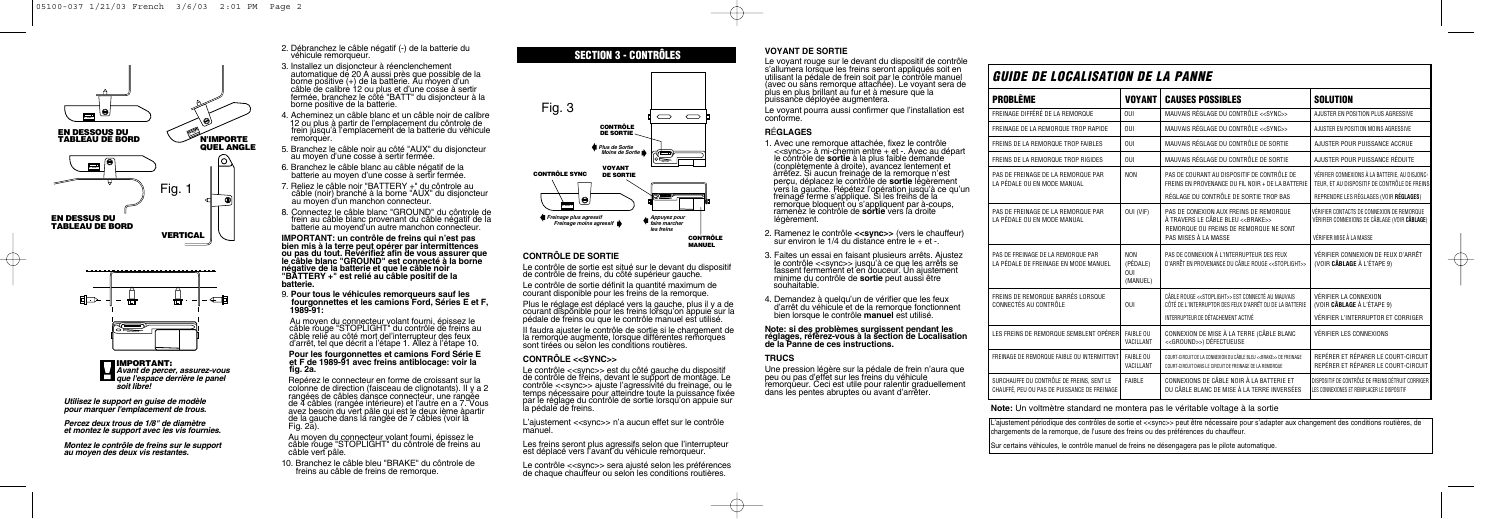EN DESSOUS DU TABLEAU DE BORD

N'IMPORTE QUEL ANGLE

Fig. 1

EN DESSUS DU TABLEAU DE BORD

VERTICAL

**IMPORTANT:** *Avant de percer, assurez-vous que l'espace derrière le panel soit libre!*

*Utilisez le support en guise de modèle pour marquer l'emplacement de trous.*

*Percez deux trous de 1/8" de diamètre et montez le support avec les vis fournies.*

*Montez le contrôle de freins sur le support au moyen des deux vis restantes.*

2. Débranchez le câble négatif (-) de la batterie du véhicule remorqueur.
3. Installez un disjoncteur à réenclenchement automatique de 20 A aussi près que possible de la borne positive (+) de la batterie. Au moyen d'un câble de calibre 12 ou plus et d'une cosse à serrer fermée, branchez le côté "BATT" du disjoncteur à la borne positive de la batterie.
4. Acheminez un câble blanc et un câble noir de calibre 12 ou plus à partir de l'emplacement du contrôle de frein jusqu'à l'emplacement de la batterie du véhicule remorquer.
5. Branchez le câble noir au côté "AUX" du disjoncteur au moyen d'une cosse à serrer fermée.
6. Branchez le câble blanc au câble négatif de la batterie au moyen d'une cosse à serrer fermée.
7. Reliez le câble noir "BATTERY +" du contrôle au câble (noir) branché à la borne "AUX" du disjoncteur au moyen d'un manchon connecteur.
8. Connectez le câble blanc "GROUND" du contrôle de frein au câble blanc provenant du câble négatif de la batterie au moyend'un autre manchon connecteur.

**IMPORTANT: un contrôle de freins qui n'est pas bien mis à la terre peut opérer par intermittences ou pas du tout. Vérifiez afin de vous assurer que le câble blanc "GROUND" est connecté à la borne négative de la batterie et que le câble noir "BATTERY +" est relié au câble positif de la batterie.**

9. **Pour tous les véhicules remorqueurs sauf les fourgonnettes et les camions Ford, Séries E et F, 1989-91:**

   Au moyen du connecteur volant fourni, épissez le câble rouge "STOPLIGHT" du contrôle de freins au câble relié au côté mort de l'interrupteur des feux d'arrêt, tel que décrit à l'étape 1. Allez à l'étape 10.

   **Pour les fourgonnettes et camions Ford Série E et F de 1989-91 avec freins antiblocage: voir la fig. 2a.**

   Repérez le connecteur en forme de croissant sur la colonne de direction (faisceau de clignotants). Il y a 2 rangées de câbles dance connecteur, une rangée de 4 câbles (rangée inférieure) et l'autre en a 7. Vous avez besoin du vert pâle qui est le deux ième à partir de la gauche dans la rangée de 7 câbles (voir la Fig. 2a).

   Au moyen du connecteur volant fourni, épissez le câble rouge "STOPLIGHT" du contrôle de freins au câble vert pâle.
10. Branchez le câble bleu "BRAKE" du contrôle de freins au câble de freins de remorque.

## SECTION 3 - CONTRÔLES

Fig. 3

CONTRÔLE DE SORTIE — *Plus de Sortie / Moins de Sortie*

VOYANT DE SORTIE

CONTRÔLE SYNC — *Freinage plus agressif / Freinage moins agressif*

*Appuyez pour faire marcher les freins* — CONTRÔLE MANUEL

### CONTRÔLE DE SORTIE

Le contrôle de sortie est situé sur le devant du dispositif de contrôle de freins, du côté supérieur gauche.

Le contrôle de sortie définit la quantité maximum de courant disponible pour les freins de la remorque.

Plus le réglage est déplacé vers la gauche, plus il y a de courant disponible pour les freins lorsqu'on appuie sur la pédale de freins ou que le contrôle manuel est utilisé.

Il faudra ajuster le contrôle de sortie si le chargement de la remorque augmente, lorsque différentes remorques sont tirées ou selon les conditions routières.

### CONTRÔLE <<SYNC>>

Le contrôle <<sync>> est du côté gauche du dispositif de contrôle de freins, devant le support de montage. Le contrôle <<sync>> ajuste l'agressivité du freinage, ou le temps nécessaire pour atteindre toute la puissance fixée par le réglage du contrôle de sortie lorsqu'on appuie sur la pédale de freins.

L'ajustement <<sync>> n'a aucun effet sur le contrôle manuel.

Les freins seront plus agressifs selon que l'interrupteur est déplacé vers l'avant du véhicule remorqueur.

Le contrôle <<sync>> sera ajusté selon les préférences de chaque chauffeur ou selon les conditions routières.

### VOYANT DE SORTIE

Le voyant rouge sur le devant du dispositif de contrôle s'allumera lorsque les freins seront appliqués soit en utilisant la pédale de frein soit par le contrôle manuel (avec ou sans remorque attachée). Le voyant sera de plus en plus brillant au fur et à mesure que la puissance déployée augmentera.

Le voyant pourra aussi confirmer que l'installation est conforme.

### RÉGLAGES

1. Avec une remorque attachée, fixez le contrôle <<sync>> à mi-chemin entre + et -. Avec au départ le contrôle de **sortie** à la plus faible demande (complètement à droite), avancez lentement et arrêtez. Si aucun freinage de la remorque n'est perçu, déplacez le contrôle de **sortie** légèrement vers la gauche. Répétez l'opération jusqu'à ce qu'un freinage ferme s'applique. Si les freins de la remorque bloquent ou s'appliquent par à-coups, ramenez le contrôle de **sortie** vers la droite légèrement.
2. Ramenez le contrôle **<<sync>>** (vers le chauffeur) sur environ le 1/4 du distance entre le + et -.
3. Faites un essai en faisant plusieurs arrêts. Ajustez le contrôle <<sync>> jusqu'à ce que les arrêts se fassent fermement et en douceur. Un ajustement minimum du contrôle de **sortie** peut aussi être souhaitable.
4. Demandez à quelqu'un de vérifier que les feux d'arrêt du véhicule et de la remorque fonctionnent bien lorsque le contrôle **manuel** est utilisé.

**Note: si des problèmes surgissent pendant les réglages, référez-vous à la section de Localisation de la Panne de ces instructions.**

### TRUCS

Une pression légère sur la pédale de frein n'aura que peu ou pas d'effet sur les freins du véhicule remorqueur. Ceci est utile pour ralentir graduellement dans les pentes abruptes ou avant d'arrêter.

## GUIDE DE LOCALISATION DE LA PANNE

| PROBLÈME | VOYANT | CAUSES POSSIBLES | SOLUTION |
|---|---|---|---|
| FREINAGE DIFFÉRÉ DE LA REMORQUE | OUI | MAUVAIS RÉGLAGE DU CONTRÔLE <<SYNC>> | AJUSTER EN POSITION PLUS AGRESSIVE |
| FREINAGE DE LA REMORQUE TROP RAPIDE | OUI | MAUVAIS RÉGLAGE DU CONTRÔLE <<SYNC>> | AJUSTER EN POSITION MOINS AGRESSIVE |
| FREINS DE LA REMORQUE TROP FAIBLES | OUI | MAUVAIS RÉGLAGE DU CONTRÔLE DE SORTIE | AJUSTER POUR PUISSANCE ACCRUE |
| FREINS DE LA REMORQUE TROP RIGIDES | OUI | MAUVAIS RÉGLAGE DU CONTRÔLE DE SORTIE | AJUSTER POUR PUISSANCE RÉDUITE |
| PAS DE FREINAGE DE LA REMORQUE PAR LA PÉDALE OU EN MODE MANUEL | NON | PAS DE COURANT AU DISPOSITIF DE CONTRÔLE DE FREINS EN PROVENANCE DU FIL NOIR + DE LA BATTERIE<br>RÉGLAGE DU CONTRÔLE DE SORTIE TROP BAS | VÉRIFIER CONNEXIONS À LA BATTERIE, AU DISJONCTEUR, ET AU DISPOSITIF DE CONTRÔLE DE FREINS<br>REPRENDRE LES RÉGLAGES (VOIR **RÉGLAGES**) |
| PAS DE FREINAGE DE LA REMORQUE PAR LA PÉDALE OU EN MODE MANUEL | OUI (VIF) | PAS DE CONEXION AUX FREINS DE REMORQUE À TRAVERS LE CÂBLE BLEU <<BRAKE>><br>REMORQUE OU FREINS DE REMORQUE NE SONT PAS MISES À LA MASSE | VÉRIFIER CONTACTS DE CONNEXION DE REMORQUE VÉRIFIER CONNEXIONS DE CÂBLAGE (VOIR **CÂBLAGE**)<br>VÉRIFIER MISE À LA MASSE |
| PAS DE FREINAGE DE LA REMORQUE PAR LA PÉDALE DE FREINAGE EN MODE MANUEL | NON (PÉDALE)<br>OUI (MANUEL) | PAS DE CONNEXION À L'INTERRUPTEUR DES FEUX D'ARRÊT EN PROVENANCE DU CÂBLE ROUGE <<STOPLIGHT>> | VÉRIFIER CONNEXION DE FEUX D'ARRÊT (VOIR **CÂBLAGE** À L'ÉTAPE 9) |
| FREINS DE REMORQUE BARRÉS LORSQUE CONNECTÉS AU CONTRÔLE | OUI | CÂBLE ROUGE <<STOPLIGHT>> EST CONNECTÉ AU MAUVAIS CÔTÉ DE L'INTERRUPTEUR DES FEUX D'ARRÊT OU DE LA BATTERIE<br>INTERRUPTEUR DE DÉTACHEMENT ACTIVÉ | VÉRIFIER LA CONNEXION (VOIR **CÂBLAGE** À L'ÉTAPE 9)<br>VÉRIFIER L'INTERRUPTEUR ET CORRIGER |
| LES FREINS DE REMORQUE SEMBLENT OPÉRER | FAIBLE OU VACILLANT | CONNEXION DE MISE À LA TERRE (CÂBLE BLANC <<GROUND>>) DÉFECTUEUSE | VÉRIFIER LES CONNEXIONS |
| FREINAGE DE REMORQUE FAIBLE OU INTERMITTENT | FAIBLE OU VACILLANT | COURT-CIRCUIT DE LA CONNEXION DU CÂBLE BLEU <<BRAKE>> DE FREINAGE<br>COURT-CIRCUIT DANS LE CIRCUIT DE FREINAGE DE LA REMORQUE | REPÉRER ET RÉPARER LE COURT-CIRCUIT<br>REPÉRER ET RÉPARER LE COURT-CIRCUIT |
| SURCHAUFFE DU CONTRÔLE DE FREINS, SENT LE CHAUFFÉ, PEU OU PAS DE PUISSANCE DE FREINAGE | FAIBLE | CONNEXIONS DE CÂBLE NOIR À LA BATTERIE ET DU CÂBLE BLANC DE MISE À LA TERRE INVERSÉES | DISPOSITIF DE CONTRÔLE DE FREINS DÉTRUIT CORRIGER LES CONNEXIONS ET REMPLACER LE DISPOSITIF |

**Note:** Un voltmètre standard ne montera pas le véritable voltage à la sortie

L'ajustement périodique des contrôles de sortie et <<sync>> peut être nécessaire pour s'adapter aux changement des conditions routières, de chargements de la remorque, de l'usure des freins ou des préférences du chauffeur.

Sur certains véhicules, le contrôle manuel de freins ne désengagera pas le pilote automatique.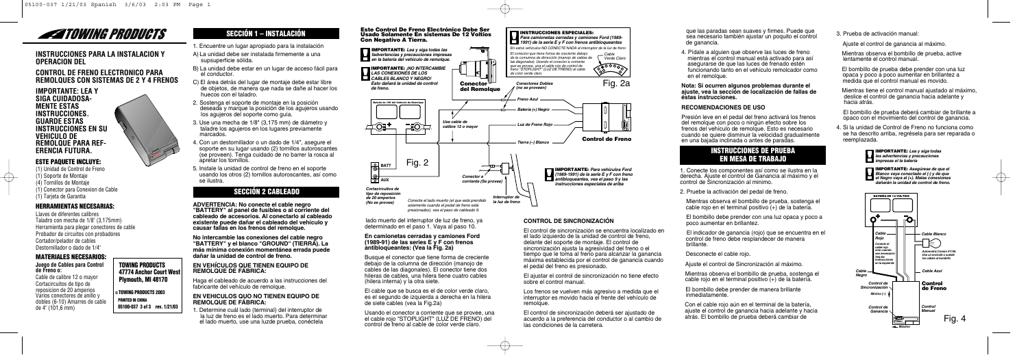# TOWING PRODUCTS

## INSTRUCCIONES PARA LA INSTALACION Y OPERACION DEL

## CONTROL DE FRENO ELECTRONICO PARA REMOLQUES CON SISTEMAS DE 2 Y 4 FRENOS

**IMPORTANTE: LEA Y SIGA CUIDADOSAMENTE ESTAS INSTRUCCIONES. GUARDE ESTAS INSTRUCCIONES EN SU VEHICULO DE REMOLQUE PARA REFERENCIA FUTURA.**

### ESTE PAQUETE INCLUYE:

(1) Unidad de Control de Freno
(1) Soporte de Montaje
(4) Tornillos de Montaje
(1) Conector para Conexion de Cable
(1) Tarjeta de Garantia

### HERRAMIENTAS NECESARIAS:

Llaves de diferentes calibres
Taladro con mecha de 1/8" (3,175mm)
Herramienta para plegar conectores de cable
Probador de circuitos con probadores
Cortador/pelador de cables
Destornillador o dado de 1/4"

### MATERIALES NECESARIOS:

**Juego de Cables para Control de Freno o:**

Cable de calibre 12 o mayor
Cortacircuitos de tipo de reposicion de 20 amperios
Varios conectores de anillo y dobles (6-10) Amarres de cable de 4" (101,6 mm)

**TOWING PRODUCTS**
**47774 Anchor Court West**
**Plymouth, MI 48170**

**© TOWING PRODUCTS 2003**
**PRINTED IN CHINA**
**05100-037 3 of 3 rev. 1/21/03**

## SECCIÓN 1 – INSTALACIÓN

1. Encuentre un lugar apropiado para la instalación
   A) La unidad debe ser instalada firmemente a una supsuperficie sólida.
   B) La unidad debe estar en un lugar de acceso fácil para el conductor.
   C) El área detrás del lugar de montaje debe estar libre de objetos, de manera que nada se dañe al hacer los huecos con el taladro.
2. Sostenga el soporte de montaje en la posición deseada y marque la posición de los agujeros usando los agujeros del soporte como guía.
3. Use una mecha de 1/8" (3,175 mm) de diámetro y taladre los agujeros en los lugares previamente marcados.
4. Con un destornillador o un dado de 1/4", asegure el soporte en su lugar usando (2) tornillos autoroscantes (se proveen). Tenga cuidado de no barrer la rosca al apretar los tornillos.
5. Instale la unidad de control de freno en el soporte usando los otros (2) tornillos autoroscantes, así como se ilustra.

## SECCIÓN 2 CABLEADO

**ADVERTENCIA: No conecte el cable negro "BATTERY" al panel de fusibles o al corriente del cableado de accesorios. Al conectarlo al cableado existente puede dañar el cableado del vehículo y causar fallas en los frenos del remolque.**

**No intercambie las conexiones del cable negro "BATTERY" y el blanco "GROUND" (TIERRA). La más mínima conexión momentánea errada puede dañar la unidad de control de freno.**

### EN VEHÍCULOS QUE TIENEN EQUIPO DE REMOLQUE DE FÁBRICA:

Haga el cableado de acuerdo a las instrucciones del fabricante del vehículo de remolque.

### EN VEHICULOS QUO NO TIENEN EQUIPO DE REMOLQUE DE FÁBRICA:

1. Determine cuál lado (terminal) del interruptor de la luz de freno es el lado muerto. Para determinar el lado muerto, use una luzde prueba, conéctela lado muerto del interruptor de luz de freno, tal como determinado en el paso 1. Vaya al paso 10.

**Este Control De Freno Electrónico Debe Ser Usado Solamente En Sistemas De 12 Voltios Con Negativo A Tierra.**

**IMPORTANTE:** *Lea y siga todas las advertencias y precauciones impresas en la batería del vehículo de remolque.*

**IMPORTANTE: ¡NO INTERCAMBIE LAS CONEXIONES DE LOS CABLES BLANCO Y NEGRO! Esto dañará la unidad de control de freno.**

**INSTRUCCIONES ESPECIALES:** *Para camionetas cerradas y camiones Ford (1989-1991) de la serie E y F con frenos antibloqueantes*

En estos vehículos NO CONECTE NADA al interruptor de la luz de freno. El conector que tiene forma de creciente debajo de la columna de dirección (manojo de cables de las diagonales). Usando el conector a corriente que se provee, una el cable rojo de control de freno "STOPLIGHT" (LUZ DE FRENO) al cable de color verde claro.

Fig. 2a — Cable Verde Claro; Conector del Remolque; Conectores Dobles (no se proveen); Freno Azul; Batería (+) Negro; Luz de Freno Rojo; Tierra (–) Blanco; Control de Freno

Fig. 2 — Batería de 12V del Vehículo de Remolque; Use cable de calibre 12 o mayor; BATT; AUX; Conector a corriente (Se provee); Interruptor de la luz de freno

*Cortacircuitos de tipo de reposición de 20 amperios (No se provee)*

*Conecte al lado muerto (el que está prendido solamente cuando el pedal de freno está presionado), vea el paso de cableado 9.*

**IMPORTANTE:** *Para vehículos Ford (1989-1991) de la serie E y F con freno antibloqueantes, vea el paso 9 y las instrucciones especiales de arriba*

### En camionetas cerradas y camiones Ford (1989-91) de las series E y F con frenos antibloqueantes: (Vea la Fig. 2a)

Busque el conector que tiene forma de creciente debajo de la columna de dirección (manojo de cables de las diagonales). El conector tiene dos hileras de cables, una hilera tiene cuatro cables (hilera interna) y la otra siete.

El cable que se busca es el de color verde claro, es el segundo de izquierda a derecha en la hilera de siete cables (vea la Fig.2a)

Usando el conector a corriente que se provee, una el cable rojo "STOPLIGHT" (LUZ DE FRENO) del control de freno al cable de color verde claro.

### CONTROL DE SINCRONIZACIÓN

El control de sincronización se encuentra localizado en el lado izquierdo de la unidad de control de freno, delante del soporte de montaje. El control de sincronización ajusta la agresividad del freno o el tiempo que le toma al freno para alcanzar la ganancia máxima establecida por el control de ganancia cuando el pedal del freno es presionado.

El ajustar el control de sincronización no tiene efecto sobre el control manual.

Los frenos se vuelven más agresivo a medida que el interruptor es movido hacia el frente del vehículo de remolque.

El control de sincronización deberá ser ajustado de acuerdo a la preferencia del conductor o al cambio de las condiciones de la carretera.

que las paradas sean suaves y firmes. Puede que sea necesario también ajustar un poquito el control de ganancia.

4. Pídale a alguien que observe las luces de freno mientras el control manual está activado para así asegurarse de que las luces de frenado estén funcionando tanto en el vehículo remolcador como en el remolque.

**Nota: Si ocurren algunos problemas durante el ajuste, vea la sección de localización de fallas de éstas instrucciones.**

### RECOMENDACIONES DE USO

Presión leve en el pedal del freno activará los frenos del remolque con poco o ningún efecto sobre los frenos del vehículo de remolque. Esto es necesario cuando se quiere disminuir la velocidad gradualmente en una bajada inclinada o antes de paradas.

## INSTRUCCIONES DE PRUEBA EN MESA DE TRABAJO

1. Conecte los componentes así como se ilustra en la derecha. Ajuste el control de Ganancia al máximo y el control de Sincronización al mínimo.
2. Prueba la activación del pedal de freno.

   Mientras observa el bombillo de prueba, sostenga el cable rojo en el terminal positivo (+) de la batería.

   El bombillo debe prender con una luz opaca y poco a poco aumentar en brillantez.

   El indicador de ganancia (rojo) que se encuentra en el control de freno debe resplandecer de manera brillante.

   Desconecte el cable rojo.

   Ajuste el control de Sincronización al máximo.

   Mientras observa el bombillo de prueba, sostenga el cable rojo en el terminal positivo (+) de la batería.

   El bombillo debe prender de manera brillante inmediatamente.

   Con el cable rojo aún en el terminal de la batería, ajuste el control de ganancia hacia adelante y hacia atrás. El bombillo de prueba deberá cambiar de

3. Prueba de activación manual:

   Ajuste el control de ganancia al máximo.

   Mientras observa el bombillo de prueba, active lentamente el control manual.

   El bombillo de prueba debe prender con una luz opaca y poco a poco aumentar en brillantez a medida que el control manual es movido.

   Mientras tiene el control manual ajustado al máximo, deslice el control de ganancia hacia adelante y hacia atrás.

   El bombillo de prueba deberá cambiar de brillante a opaco con el movimiento del control de ganancia.

4. Si la unidad de Control de Freno no funciona como se ha descrito arriba, regrésela para ser reparada o reemplazada.

**IMPORTANTE:** *Lea y siga todas las advertencias y precauciones impresas el la batería*

**IMPORTANTE:** *Asegúrese de que el Blanco vaya conectado al (-) y de que el Negro vaya al (+). Malas conexiones dañarán la unidad de control de freno.*

Fig. 4 — BATERÍA DE 12 VOLTIOS; Cable Rojo (*Conecte el cable rojo solo cuando sea necesario. Vea las instrucciones en la izquierda*); Cable Blanco; *Automotriz Común #1156. Use un enchufe o suelde los cables al bombillo*; Cable Negro; Cable Azul; Control de Sincronización (Mínimo); Control de Freno; Control de Ganancia; Control Manual; Máximo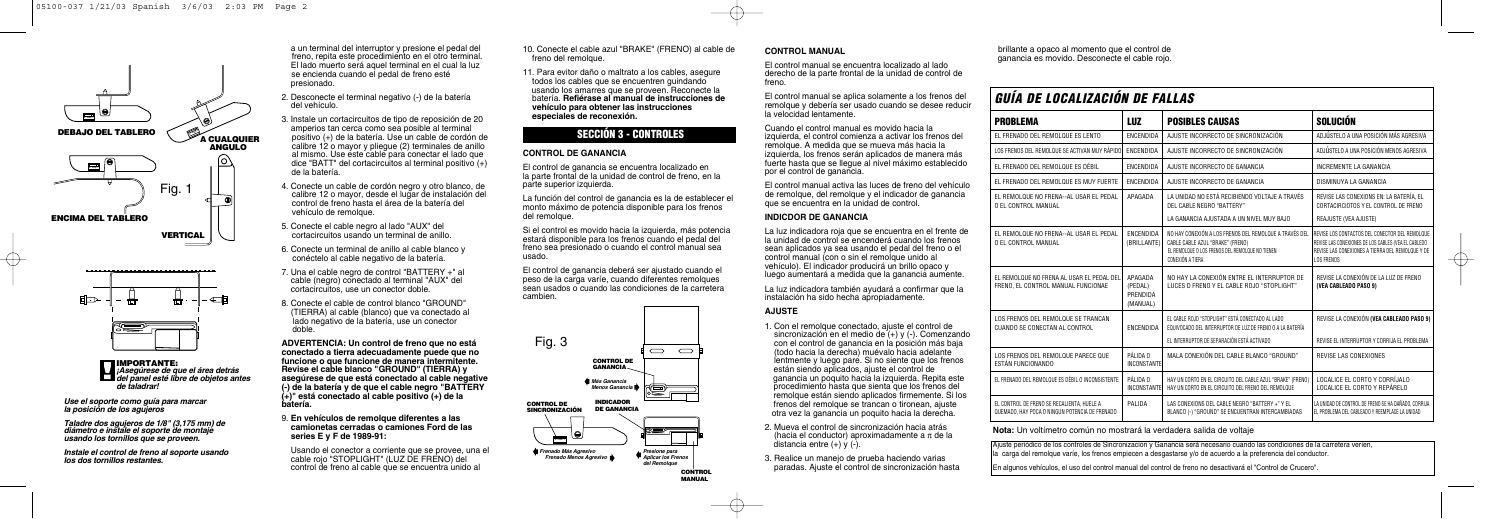DEBAJO DEL TABLERO

A CUALQUIER ANGULO

Fig. 1

ENCIMA DEL TABLERO

VERTICAL

**IMPORTANTE:**
***¡Asegúrese de que el área detrás del panel esté libre de objetos antes de taladrar!***

***Use el soporte como guía para marcar la posición de los agujeros***

***Taladre dos agujeros de 1/8" (3,175 mm) de diámetro e instale el soporte de montaje usando los tornillos que se proveen.***

***Instale el control de freno al soporte usando los dos tornillos restantes.***

a un terminal del interruptor y presione el pedal del freno, repita este procedimiento en el otro terminal. El lado muerto será aquel terminal en el cual la luz se encienda cuando el pedal de freno esté presionado.

2. Desconecte el terminal negativo (-) de la batería del vehículo.
3. Instale un cortacircuitos de tipo de reposición de 20 amperios tan cerca como sea posible al terminal positivo (+) de la batería. Use un cable de cordón de calibre 12 o mayor y pliegue (2) terminales de anillo al mismo. Use este cable para conectar el lado que dice "BATT" del cortacircuitos al terminal positivo (+) de la batería.
4. Conecte un cable de cordón negro y otro blanco, de calibre 12 o mayor, desde el lugar de instalación del control de freno hasta el área de la batería del vehículo de remolque.
5. Conecte el cable negro al lado "AUX" del cortacircuitos usando un terminal de anillo.
6. Conecte un terminal de anillo al cable blanco y conéctelo al cable negativo de la batería.
7. Una el cable negro de control "BATTERY +" al cable (negro) conectado al terminal "AUX" del cortacircuitos, use un conector doble.
8. Conecte el cable de control blanco "GROUND" (TIERRA) al cable (blanco) que va conectado al lado negativo de la batería, use un conector doble.

**ADVERTENCIA: Un control de freno que no está conectado a tierra adecuadamente puede que no funcione o que funcione de manera intermitente. Revise el cable blanco "GROUND" (TIERRA) y asegúrese de que está conectado al cable negative (-) de la batería y de que el cable negro "BATTERY (+)" está conectado al cable positivo (+) de la batería.**

9. **En vehículos de remolque diferentes a las camionetas cerradas o camiones Ford de las series E y F de 1989-91:**

Usando el conector a corriente que se provee, una el cable rojo "STOPLIGHT" (LUZ DE FRENO) del control de freno al cable que se encuentra unido al

10. Conecte el cable azul "BRAKE" (FRENO) al cable de freno del remolque.
11. Para evitar daño o maltrato a los cables, asegure todos los cables que se encuentren guindando usando los amarres que se proveen. Reconecte la batería. **Refiérase al manual de instrucciones de vehículo para obtener las instrucciones especiales de reconexión.**

## SECCIÓN 3 - CONTROLES

### CONTROL DE GANANCIA

El control de ganancia se encuentra localizado en la parte frontal de la unidad de control de freno, en la parte superior izquierda.

La función del control de ganancia es la de establecer el monto máximo de potencia disponible para los frenos del remolque.

Si el control es movido hacia la izquierda, más potencia estará disponible para los frenos cuando el pedal del freno sea presionado o cuando el control manual sea usado.

El control de ganancia deberá ser ajustado cuando el peso de la carga varíe, cuando diferentes remolques sean usados o cuando las condiciones de la carretera cambien.

Fig. 3

CONTROL DE GANANCIA

Más Ganancia / Menos Ganancia

CONTROL DE SINCRONIZACIÓN

INDICADOR DE GANANCIA

Frenado Más Agresivo / Frenado Menos Agresivo

Presione para Aplicar los Frenos del Remolque

CONTROL MANUAL

### CONTROL MANUAL

El control manual se encuentra localizado al lado derecho de la parte frontal de la unidad de control de freno.

El control manual se aplica solamente a los frenos del remolque y debería ser usado cuando se desee reducir la velocidad lentamente.

Cuando el control manual es movido hacia la izquierda, el control comienza a activar los frenos del remolque. A medida que se mueva más hacia la izquierda, los frenos serán aplicados de manera más fuerte hasta que se llegue al nivel máximo establecido por el control de ganancia.

El control manual activa las luces de freno del vehículo de remolque, del remolque y el indicador de ganancia que se encuentra en la unidad de control.

### INDICDOR DE GANANCIA

La luz indicadora roja que se encuentra en el frente de la unidad de control se encenderá cuando los frenos sean aplicados ya sea usando el pedal del freno o el control manual (con o sin el remolque unido al vehículo). El indicador producirá un brillo opaco y luego aumentará a medida que la ganancia aumente.

La luz indicadora también ayudará a confirmar que la instalación ha sido hecha apropiadamente.

### AJUSTE

1. Con el remolque conectado, ajuste el control de sincronización en el medio de (+) y (-). Comenzando con el control de ganancia en la posición más baja (toda hacia la derecha) muévalo hacia adelante lentmente y luego pare. Si no siente que los frenos están siendo aplicados, ajuste el control de ganancia un poquito hacia la izquierda. Repita este procedimiento hasta que sienta que los frenos del remolque están siendo aplicados firmemente. Si los frenos del remolque se trancan o tironean, ajuste otra vez la ganancia un poquito hacia la derecha.
2. Mueva el control de sincronización hacia atrás (hacia el conductor) aproximadamente a π de la distancia entre (+) y (-).
3. Realice un manejo de prueba haciendo varias paradas. Ajuste el control de sincronización hasta

brillante a opaco al momento que el control de ganancia es movido. Desconecte el cable rojo.

## GUÍA DE LOCALIZACIÓN DE FALLAS

| PROBLEMA | LUZ | POSIBLES CAUSAS | SOLUCIÓN |
|---|---|---|---|
| EL FRENADO DEL REMOLQUE ES LENTO | ENCENDIDA | AJUSTE INCORRECTO DE SINCRONIZACIÓN | ADÚJSTELO A UNA POSICIÓN MÁS AGRESIVA |
| LOS FRENOS DEL REMOLQUE SE ACTIVAN MUY RÁPIDO | ENCENDIDA | AJUSTE INCORRECTO DE SINCRONIZACIÓN | ADÚJSTELO A UNA POSICIÓN MENOS AGRESIVA |
| EL FRENADO DEL REMOLQUE ES DÉBIL | ENCENDIDA | AJUSTE INCORRECTO DE GANANCIA | INCREMENTE LA GANANCIA |
| EL FRENADO DEL REMOLQUE ES MUY FUERTE | ENCENDIDA | AJUSTE INCORRECTO DE GANANCIA | DISMINUYA LA GANANCIA |
| EL REMOLQUE NO FRENA--AL USAR EL PEDAL O EL CONTROL MANUAL | APAGADA | LA UNIDAD NO ESTÁ RECIBIENDO VOLTAJE A TRAVÉS DEL CABLE NEGRO "BATTERY" / LA GANANCIA AJUSTADA A UN NIVEL MUY BAJO | REVISE LAS CONEXIONES EN: LA BATERÍA, EL CORTACIRCUITOS Y EL CONTROL DE FRENO / REAJUSTE (VEA AJUSTE) |
| EL REMOLQUE NO FRENA--AL USAR EL PEDAL O EL CONTROL MANUAL | ENCENDIDA (BRILLANTE) | NO HAY CONEXIÓN A LOS FRENOS DEL REMOLQUE A TRAVÉS DEL CABLE CABLE AZUL "BRAKE" (FRENO) / EL REMOLQUE O LOS FRENOS DEL REMOLQUE NO TIENEN CONEXIÓN A TIERA | REVISE LOS CONTACTOS DEL CONECTOR DEL REMOLQUE / REVISE LAS CONEXIONES DE LOS CABLES (VEA EL CABLEDO) / REVISE LAS CONEXIONES A TIERRA DEL REMOLQUE Y DE LOS FRENOS |
| EL REMOLQUE NO FRENA AL USAR EL PEDAL DEL FRENO, EL CONTROL MANUAL FUNCIONAE | APAGADA (PEDAL) PRENDIDA (MANUAL) | NO HAY LA CONEXIÓN ENTRE EL INTERRUPTOR DE LUCES D FRENO Y EL CABLE ROJO "STOPLIGHT" | REVISE LA CONEXIÓN DE LA LUZ DE FRENO **(VEA CABLEADO PASO 9)** |
| LOS FRENOS DEL REMOLQUE SE TRANCAN CUANDO SE CONECTAN AL CONTROL | ENCENDIDA | EL CABLE ROJO "STOPLIGHT" ESTÁ CONECTADO AL LADO EQUIVOCADO DEL INTERRUPTOR DE LUZ DE FRENO O A LA BATERÍA / EL INTERRUPTOR DE SEPARACIÓN ESTÁ ACTIVADO | REVISE LA CONEXIÓN **(VEA CABLEADO PASO 9)** / REVISE EL INTERRUPTOR Y CORRIJA EL PROBLEMA |
| LOS FRENOS DEL REMOLQUE PARECE QUE ESTÁN FUNCIONANDO | PÁLIDA O INCONSTANTE | MALA CONEXIÓN DEL CABLE BLANCO "GROUND" | REVISE LAS CONEXIONES |
| EL FRENADO DEL REMOLQUE ES DÉBIL O INCONSISTENTE | PÁLIDA O INCONSTANTE | HAY UN CORTO EN EL CIRCUITO DEL CABLE AZUL "BRAKE" (FRENO) / HAY UN CORTO EN EL CIRCUITO DEL FRENO DEL REMOLQUE | LOCALICE EL CORTO Y CORRÍJALO / LOCALICE EL CORTO Y REPÁRELO |
| EL CONTROL DE FRENO SE RECALIENTA, HUELE A QUEMADO, HAY POCA O NINGUN POTENCIA DE FRENADO | PALIDA | LAS CONEXIONES DEL CABLE NEGRO "BATTERY +" Y EL BLANCO (-) "GROUND" SE ENCUENTRAN INTERCAMBIADAS | LA UNIDAD DE CONTROL DE FRENO SE HA DAÑADO, CORRIJA EL PROBLEMA DEL CABLEADO Y REEMPLACE LA UNIDAD |

**Nota:** Un voltímetro común no mostrará la verdadera salida de voltaje

Ajuste periódico de los controles de Sincronización y Ganancia será necesario cuando las condiciones de la carretera varíen, la carga del remolque varíe, los frenos empiecen a desgastarse y/o de acuerdo a la preferencia del conductor.

En algunos vehículos, el uso del control manual del control de freno no desactivará el "Control de Crucero".